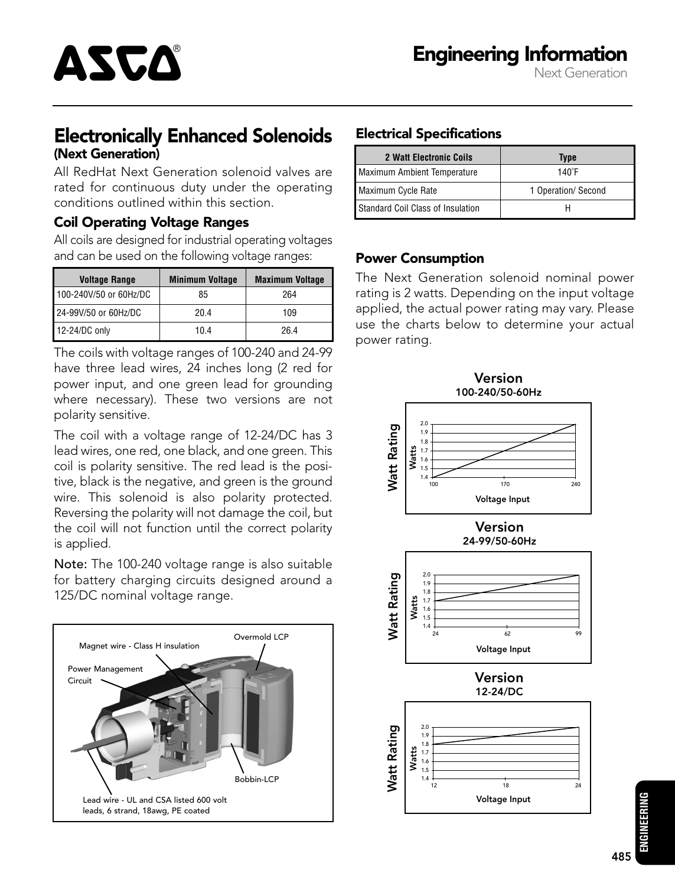# Engineering Information

Next Generation

## Electronically Enhanced Solenoids (Next Generation)

All RedHat Next Generation solenoid valves are rated for continuous duty under the operating conditions outlined within this section.

### Coil Operating Voltage Ranges

All coils are designed for industrial operating voltages and can be used on the following voltage ranges:

| Voltage Range | Minimum Voltage | Maximum Voltage |
|---|---|---|
| 100-240V/50 or 60Hz/DC | 85 | 264 |
| 24-99V/50 or 60Hz/DC | 20.4 | 109 |
| 12-24/DC only | 10.4 | 26.4 |

The coils with voltage ranges of 100-240 and 24-99 have three lead wires, 24 inches long (2 red for power input, and one green lead for grounding where necessary). These two versions are not polarity sensitive.

The coil with a voltage range of 12-24/DC has 3 lead wires, one red, one black, and one green. This coil is polarity sensitive. The red lead is the positive, black is the negative, and green is the ground wire. This solenoid is also polarity protected. Reversing the polarity will not damage the coil, but the coil will not function until the correct polarity is applied.

**Note:** The 100-240 voltage range is also suitable for battery charging circuits designed around a 125/DC nominal voltage range.

Magnet wire - Class H insulation

Overmold LCP

Power Management Circuit

Bobbin-LCP

Lead wire - UL and CSA listed 600 volt leads, 6 strand, 18awg, PE coated

### Electrical Specifications

| 2 Watt Electronic Coils | Type |
|---|---|
| Maximum Ambient Temperature | 140˚F |
| Maximum Cycle Rate | 1 Operation/ Second |
| Standard Coil Class of Insulation | H |

### Power Consumption

The Next Generation solenoid nominal power rating is 2 watts. Depending on the input voltage applied, the actual power rating may vary. Please use the charts below to determine your actual power rating.

**Version 100-240/50-60Hz**

Watt Rating (Watts: 1.4–2.0) vs. Voltage Input (100, 170, 240)

**Version 24-99/50-60Hz**

Watt Rating (Watts: 1.4–2.0) vs. Voltage Input (24, 62, 99)

**Version 12-24/DC**

Watt Rating (Watts: 1.4–2.0) vs. Voltage Input (12, 18, 24)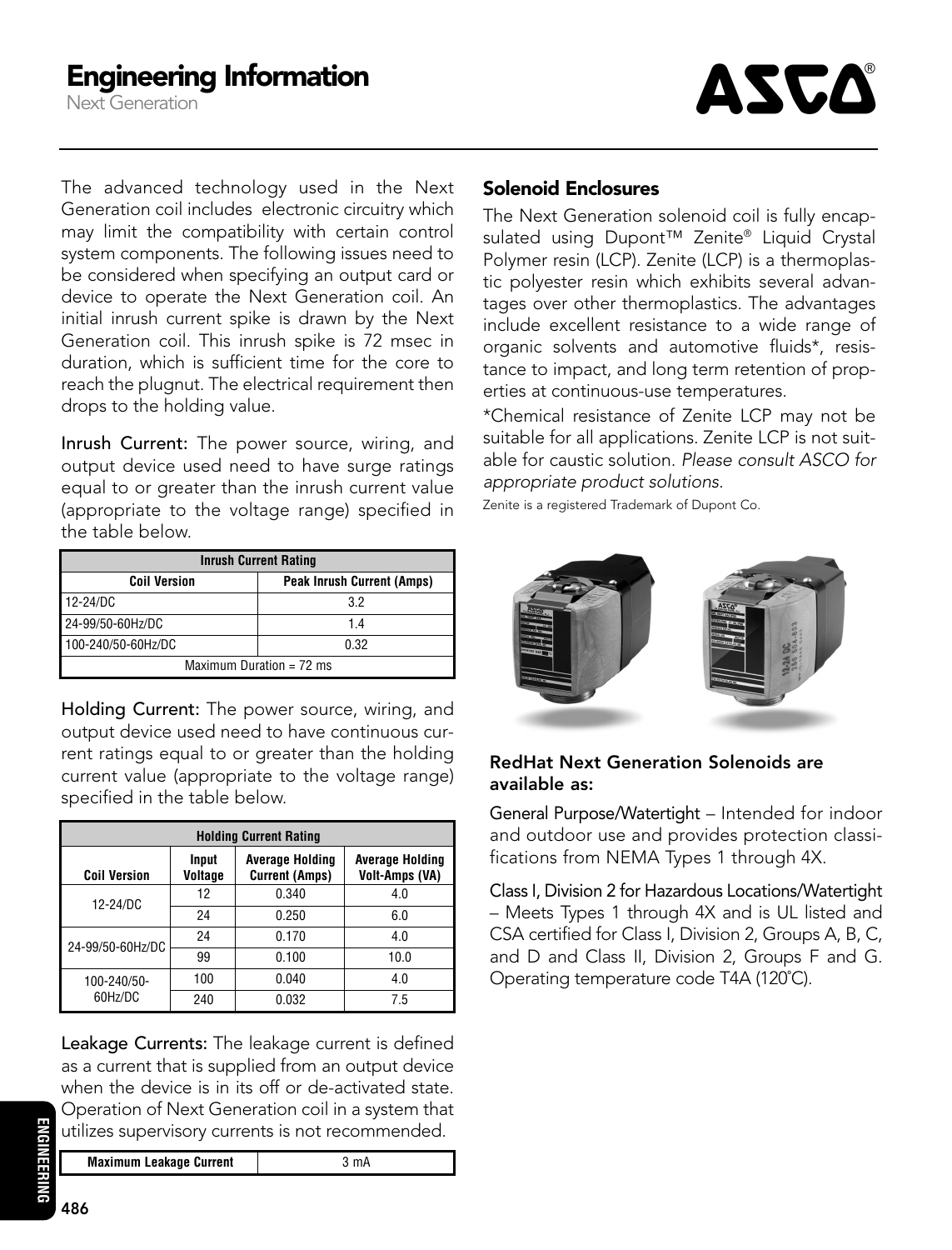# Engineering Information

Next Generation

The advanced technology used in the Next Generation coil includes electronic circuitry which may limit the compatibility with certain control system components. The following issues need to be considered when specifying an output card or device to operate the Next Generation coil. An initial inrush current spike is drawn by the Next Generation coil. This inrush spike is 72 msec in duration, which is sufficient time for the core to reach the plugnut. The electrical requirement then drops to the holding value.

**Inrush Current:** The power source, wiring, and output device used need to have surge ratings equal to or greater than the inrush current value (appropriate to the voltage range) specified in the table below.

| Inrush Current Rating | |
|---|---|
| **Coil Version** | **Peak Inrush Current (Amps)** |
| 12-24/DC | 3.2 |
| 24-99/50-60Hz/DC | 1.4 |
| 100-240/50-60Hz/DC | 0.32 |
| Maximum Duration = 72 ms | |

**Holding Current:** The power source, wiring, and output device used need to have continuous current ratings equal to or greater than the holding current value (appropriate to the voltage range) specified in the table below.

| Holding Current Rating | | | |
|---|---|---|---|
| **Coil Version** | **Input Voltage** | **Average Holding Current (Amps)** | **Average Holding Volt-Amps (VA)** |
| 12-24/DC | 12 | 0.340 | 4.0 |
| | 24 | 0.250 | 6.0 |
| 24-99/50-60Hz/DC | 24 | 0.170 | 4.0 |
| | 99 | 0.100 | 10.0 |
| 100-240/50-60Hz/DC | 100 | 0.040 | 4.0 |
| | 240 | 0.032 | 7.5 |

**Leakage Currents:** The leakage current is defined as a current that is supplied from an output device when the device is in its off or de-activated state. Operation of Next Generation coil in a system that utilizes supervisory currents is not recommended.

| Maximum Leakage Current | 3 mA |
|---|---|

## Solenoid Enclosures

The Next Generation solenoid coil is fully encapsulated using Dupont™ Zenite® Liquid Crystal Polymer resin (LCP). Zenite (LCP) is a thermoplastic polyester resin which exhibits several advantages over other thermoplastics. The advantages include excellent resistance to a wide range of organic solvents and automotive fluids*, resistance to impact, and long term retention of properties at continuous-use temperatures.

*Chemical resistance of Zenite LCP may not be suitable for all applications. Zenite LCP is not suitable for caustic solution. *Please consult ASCO for appropriate product solutions.*

Zenite is a registered Trademark of Dupont Co.

### RedHat Next Generation Solenoids are available as:

**General Purpose/Watertight** – Intended for indoor and outdoor use and provides protection classifications from NEMA Types 1 through 4X.

**Class I, Division 2 for Hazardous Locations/Watertight** – Meets Types 1 through 4X and is UL listed and CSA certified for Class I, Division 2, Groups A, B, C, and D and Class II, Division 2, Groups F and G. Operating temperature code T4A (120°C).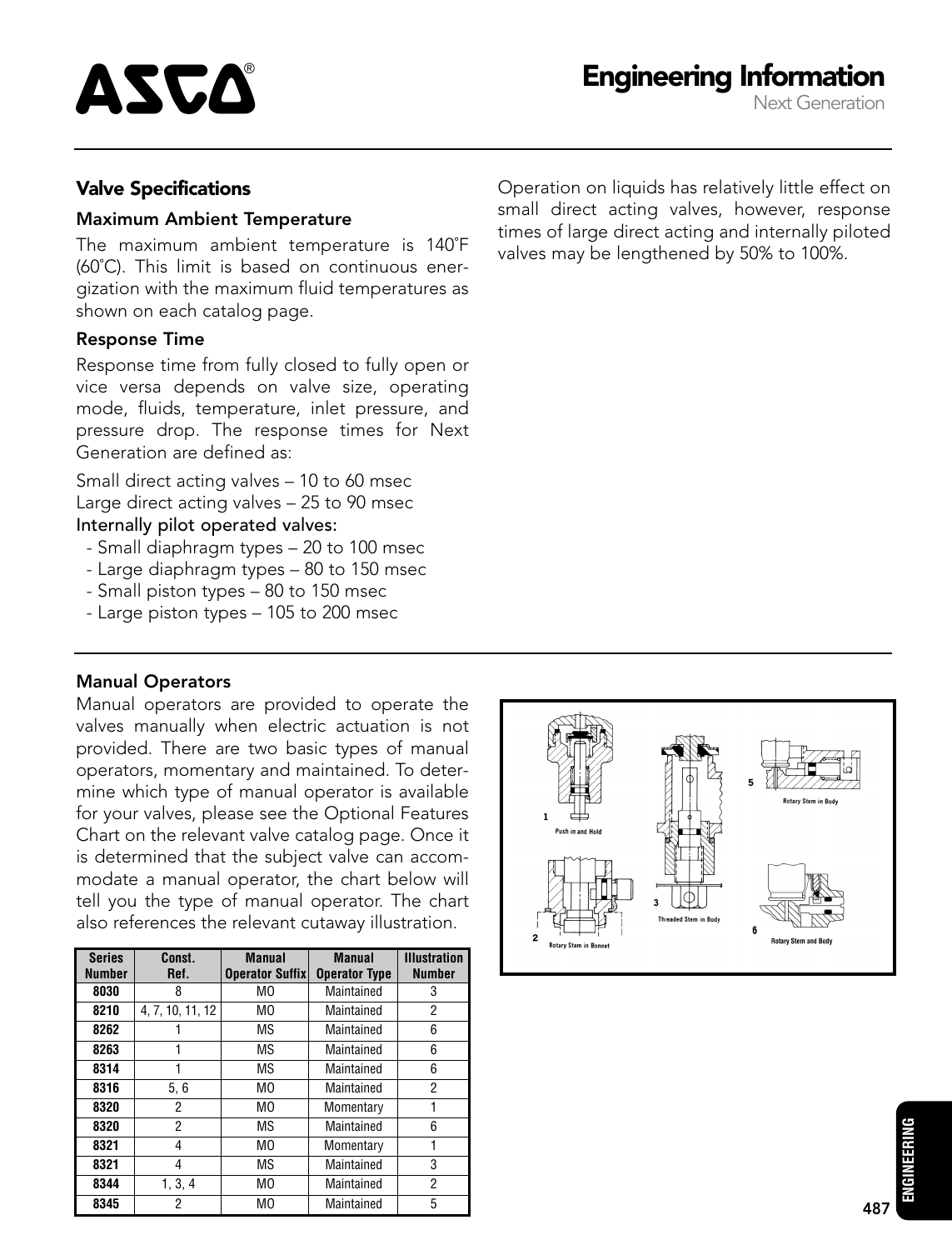## Valve Specifications

### Maximum Ambient Temperature

The maximum ambient temperature is 140˚F (60˚C). This limit is based on continuous energization with the maximum fluid temperatures as shown on each catalog page.

### Response Time

Response time from fully closed to fully open or vice versa depends on valve size, operating mode, fluids, temperature, inlet pressure, and pressure drop. The response times for Next Generation are defined as:

Small direct acting valves – 10 to 60 msec
Large direct acting valves – 25 to 90 msec

Internally pilot operated valves:

- Small diaphragm types – 20 to 100 msec
- Large diaphragm types – 80 to 150 msec
- Small piston types – 80 to 150 msec
- Large piston types – 105 to 200 msec

Operation on liquids has relatively little effect on small direct acting valves, however, response times of large direct acting and internally piloted valves may be lengthened by 50% to 100%.

### Manual Operators

Manual operators are provided to operate the valves manually when electric actuation is not provided. There are two basic types of manual operators, momentary and maintained. To determine which type of manual operator is available for your valves, please see the Optional Features Chart on the relevant valve catalog page. Once it is determined that the subject valve can accommodate a manual operator, the chart below will tell you the type of manual operator. The chart also references the relevant cutaway illustration.

| Series Number | Const. Ref. | Manual Operator Suffix | Manual Operator Type | Illustration Number |
|---|---|---|---|---|
| **8030** | 8 | MO | Maintained | 3 |
| **8210** | 4, 7, 10, 11, 12 | MO | Maintained | 2 |
| **8262** | 1 | MS | Maintained | 6 |
| **8263** | 1 | MS | Maintained | 6 |
| **8314** | 1 | MS | Maintained | 6 |
| **8316** | 5, 6 | MO | Maintained | 2 |
| **8320** | 2 | MO | Momentary | 1 |
| **8320** | 2 | MS | Maintained | 6 |
| **8321** | 4 | MO | Momentary | 1 |
| **8321** | 4 | MS | Maintained | 3 |
| **8344** | 1, 3, 4 | MO | Maintained | 2 |
| **8345** | 2 | MO | Maintained | 5 |

1 Push in and Hold
2 Rotary Stem in Bonnet
3 Threaded Stem in Body
5 Rotary Stem in Body
6 Rotary Stem and Body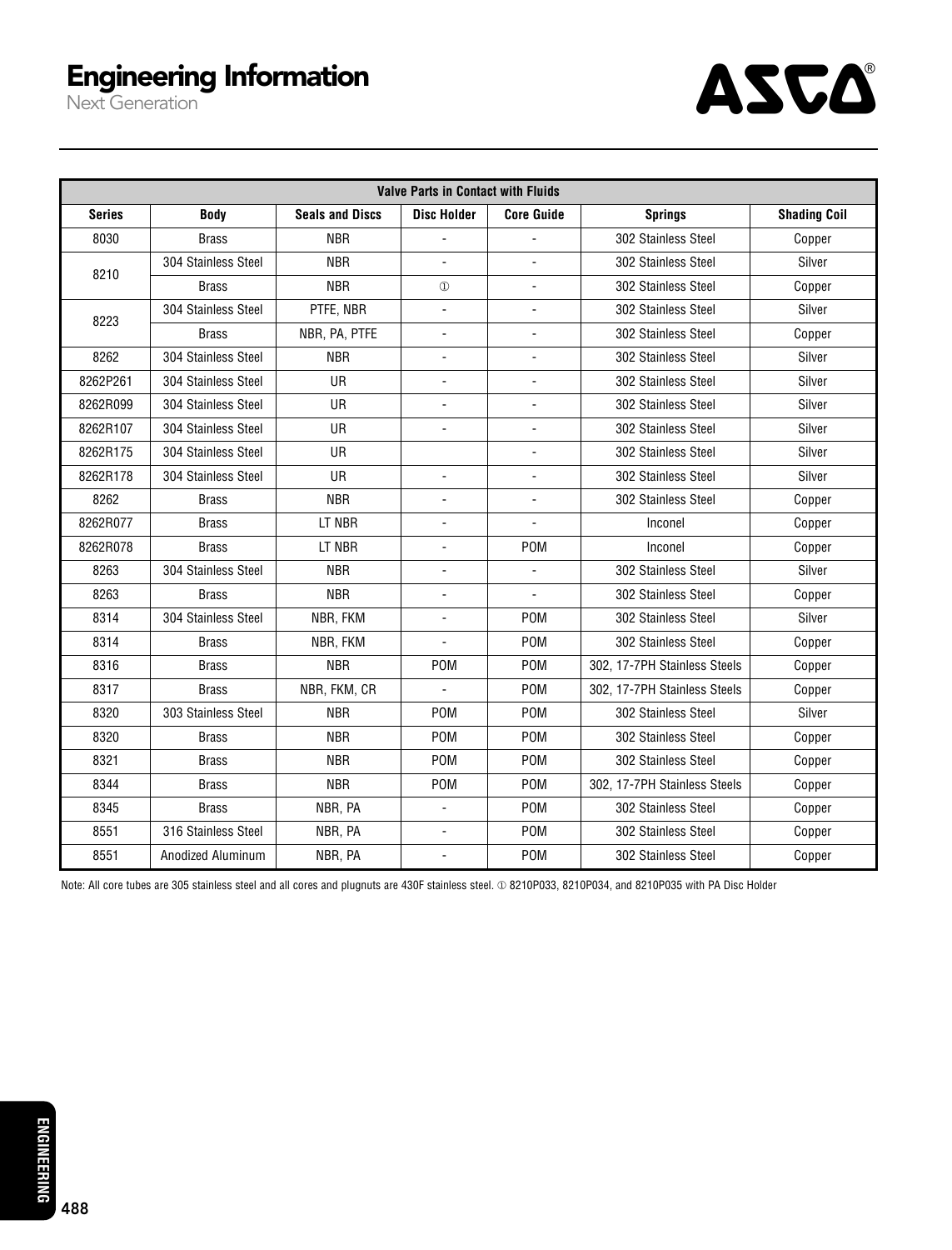# Engineering Information

Next Generation

| Valve Parts in Contact with Fluids | | | | | | |
|---|---|---|---|---|---|---|
| **Series** | **Body** | **Seals and Discs** | **Disc Holder** | **Core Guide** | **Springs** | **Shading Coil** |
| 8030 | Brass | NBR | - | - | 302 Stainless Steel | Copper |
| 8210 | 304 Stainless Steel | NBR | - | - | 302 Stainless Steel | Silver |
| | Brass | NBR | ① | - | 302 Stainless Steel | Copper |
| 8223 | 304 Stainless Steel | PTFE, NBR | - | - | 302 Stainless Steel | Silver |
| | Brass | NBR, PA, PTFE | - | - | 302 Stainless Steel | Copper |
| 8262 | 304 Stainless Steel | NBR | - | - | 302 Stainless Steel | Silver |
| 8262P261 | 304 Stainless Steel | UR | - | - | 302 Stainless Steel | Silver |
| 8262R099 | 304 Stainless Steel | UR | - | - | 302 Stainless Steel | Silver |
| 8262R107 | 304 Stainless Steel | UR | - | - | 302 Stainless Steel | Silver |
| 8262R175 | 304 Stainless Steel | UR | | - | 302 Stainless Steel | Silver |
| 8262R178 | 304 Stainless Steel | UR | - | - | 302 Stainless Steel | Silver |
| 8262 | Brass | NBR | - | - | 302 Stainless Steel | Copper |
| 8262R077 | Brass | LT NBR | - | - | Inconel | Copper |
| 8262R078 | Brass | LT NBR | - | POM | Inconel | Copper |
| 8263 | 304 Stainless Steel | NBR | - | - | 302 Stainless Steel | Silver |
| 8263 | Brass | NBR | - | - | 302 Stainless Steel | Copper |
| 8314 | 304 Stainless Steel | NBR, FKM | - | POM | 302 Stainless Steel | Silver |
| 8314 | Brass | NBR, FKM | - | POM | 302 Stainless Steel | Copper |
| 8316 | Brass | NBR | POM | POM | 302, 17-7PH Stainless Steels | Copper |
| 8317 | Brass | NBR, FKM, CR | - | POM | 302, 17-7PH Stainless Steels | Copper |
| 8320 | 303 Stainless Steel | NBR | POM | POM | 302 Stainless Steel | Silver |
| 8320 | Brass | NBR | POM | POM | 302 Stainless Steel | Copper |
| 8321 | Brass | NBR | POM | POM | 302 Stainless Steel | Copper |
| 8344 | Brass | NBR | POM | POM | 302, 17-7PH Stainless Steels | Copper |
| 8345 | Brass | NBR, PA | - | POM | 302 Stainless Steel | Copper |
| 8551 | 316 Stainless Steel | NBR, PA | - | POM | 302 Stainless Steel | Copper |
| 8551 | Anodized Aluminum | NBR, PA | - | POM | 302 Stainless Steel | Copper |

Note: All core tubes are 305 stainless steel and all cores and plugnuts are 430F stainless steel. ① 8210P033, 8210P034, and 8210P035 with PA Disc Holder